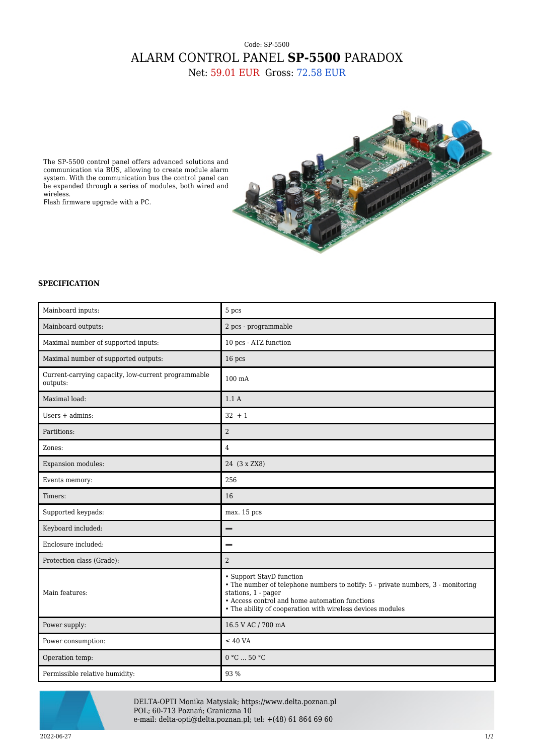Code: SP-5500

# ALARM CONTROL PANEL **SP-5500** PARADOX

Net: 59.01 EUR Gross: 72.58 EUR

The SP-5500 control panel offers advanced solutions and communication via BUS, allowing to create module alarm system. With the communication bus the control panel can be expanded through a series of modules, both wired and wireless.
Flash firmware upgrade with a PC.

### SPECIFICATION

| | |
|---|---|
| Mainboard inputs: | 5 pcs |
| Mainboard outputs: | 2 pcs - programmable |
| Maximal number of supported inputs: | 10 pcs - ATZ function |
| Maximal number of supported outputs: | 16 pcs |
| Current-carrying capacity, low-current programmable outputs: | 100 mA |
| Maximal load: | 1.1 A |
| Users + admins: | 32 + 1 |
| Partitions: | 2 |
| Zones: | 4 |
| Expansion modules: | 24 (3 x ZX8) |
| Events memory: | 256 |
| Timers: | 16 |
| Supported keypads: | max. 15 pcs |
| Keyboard included: | ━ |
| Enclosure included: | ━ |
| Protection class (Grade): | 2 |
| Main features: | • Support StayD function<br>• The number of telephone numbers to notify: 5 - private numbers, 3 - monitoring stations, 1 - pager<br>• Access control and home automation functions<br>• The ability of cooperation with wireless devices modules |
| Power supply: | 16.5 V AC / 700 mA |
| Power consumption: | ≤ 40 VA |
| Operation temp: | 0 °C ... 50 °C |
| Permissible relative humidity: | 93 % |

DELTA-OPTI Monika Matysiak; https://www.delta.poznan.pl
POL; 60-713 Poznań; Graniczna 10
e-mail: delta-opti@delta.poznan.pl; tel: +(48) 61 864 69 60

2022-06-27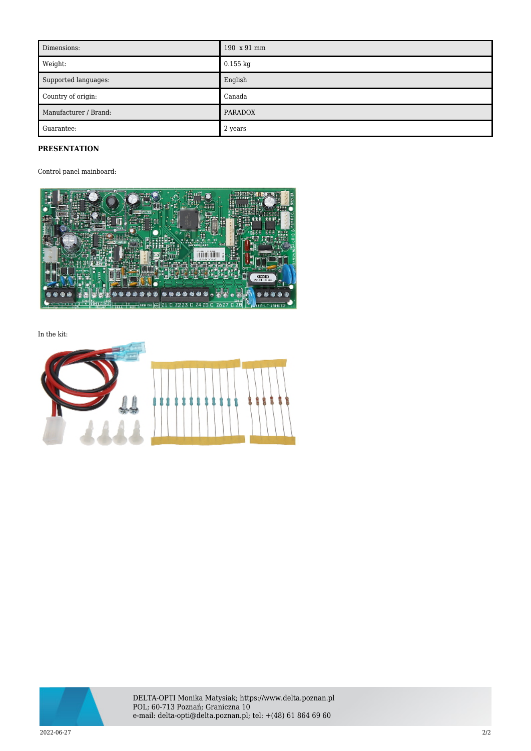| | |
|---|---|
| Dimensions: | 190 x 91 mm |
| Weight: | 0.155 kg |
| Supported languages: | English |
| Country of origin: | Canada |
| Manufacturer / Brand: | PARADOX |
| Guarantee: | 2 years |

**PRESENTATION**

Control panel mainboard:

In the kit: